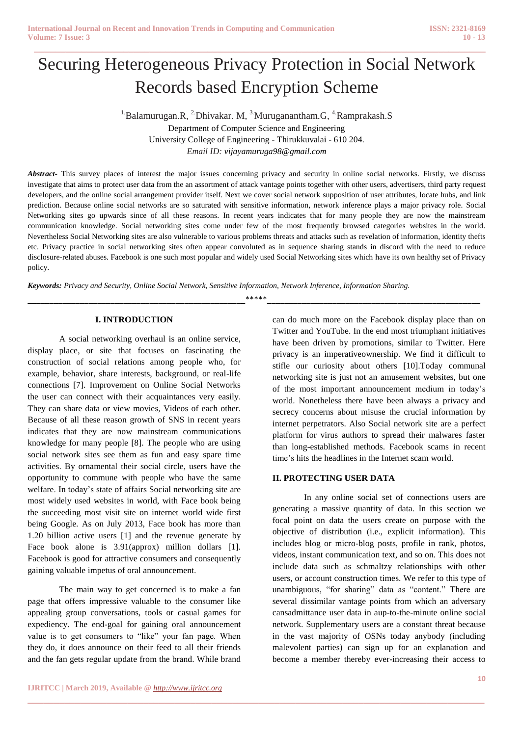# Securing Heterogeneous Privacy Protection in Social Network Records based Encryption Scheme

[1.]Balamurugan.R, [2.]Dhivakar. M, [3.]Muruganantham.G, [4.]Ramprakash.S
Department of Computer Science and Engineering
University College of Engineering - Thirukkuvalai - 610 204.
*Email ID: vijayamuruga98@gmail.com*

***Abstract-*** This survey places of interest the major issues concerning privacy and security in online social networks. Firstly, we discuss investigate that aims to protect user data from the an assortment of attack vantage points together with other users, advertisers, third party request developers, and the online social arrangement provider itself. Next we cover social network supposition of user attributes, locate hubs, and link prediction. Because online social networks are so saturated with sensitive information, network inference plays a major privacy role. Social Networking sites go upwards since of all these reasons. In recent years indicates that for many people they are now the mainstream communication knowledge. Social networking sites come under few of the most frequently browsed categories websites in the world. Nevertheless Social Networking sites are also vulnerable to various problems threats and attacks such as revelation of information, identity thefts etc. Privacy practice in social networking sites often appear convoluted as in sequence sharing stands in discord with the need to reduce disclosure-related abuses. Facebook is one such most popular and widely used Social Networking sites which have its own healthy set of Privacy policy.

***Keywords:*** *Privacy and Security, Online Social Network, Sensitive Information, Network Inference, Information Sharing.*

\*\*\*\*\*

## I. INTRODUCTION

A social networking overhaul is an online service, display place, or site that focuses on fascinating the construction of social relations among people who, for example, behavior, share interests, background, or real-life connections [7]. Improvement on Online Social Networks the user can connect with their acquaintances very easily. They can share data or view movies, Videos of each other. Because of all these reason growth of SNS in recent years indicates that they are now mainstream communications knowledge for many people [8]. The people who are using social network sites see them as fun and easy spare time activities. By ornamental their social circle, users have the opportunity to commune with people who have the same welfare. In today's state of affairs Social networking site are most widely used websites in world, with Face book being the succeeding most visit site on internet world wide first being Google. As on July 2013, Face book has more than 1.20 billion active users [1] and the revenue generate by Face book alone is 3.91(approx) million dollars [1]. Facebook is good for attractive consumers and consequently gaining valuable impetus of oral announcement.

The main way to get concerned is to make a fan page that offers impressive valuable to the consumer like appealing group conversations, tools or casual games for expediency. The end-goal for gaining oral announcement value is to get consumers to "like" your fan page. When they do, it does announce on their feed to all their friends and the fan gets regular update from the brand. While brand can do much more on the Facebook display place than on Twitter and YouTube. In the end most triumphant initiatives have been driven by promotions, similar to Twitter. Here privacy is an imperativeownership. We find it difficult to stifle our curiosity about others [10].Today communal networking site is just not an amusement websites, but one of the most important announcement medium in today's world. Nonetheless there have been always a privacy and secrecy concerns about misuse the crucial information by internet perpetrators. Also Social network site are a perfect platform for virus authors to spread their malwares faster than long-established methods. Facebook scams in recent time's hits the headlines in the Internet scam world.

## II. PROTECTING USER DATA

In any online social set of connections users are generating a massive quantity of data. In this section we focal point on data the users create on purpose with the objective of distribution (i.e., explicit information). This includes blog or micro-blog posts, profile in rank, photos, videos, instant communication text, and so on. This does not include data such as schmaltzy relationships with other users, or account construction times. We refer to this type of unambiguous, "for sharing" data as "content." There are several dissimilar vantage points from which an adversary cansadmittance user data in aup-to-the-minute online social network. Supplementary users are a constant threat because in the vast majority of OSNs today anybody (including malevolent parties) can sign up for an explanation and become a member thereby ever-increasing their access to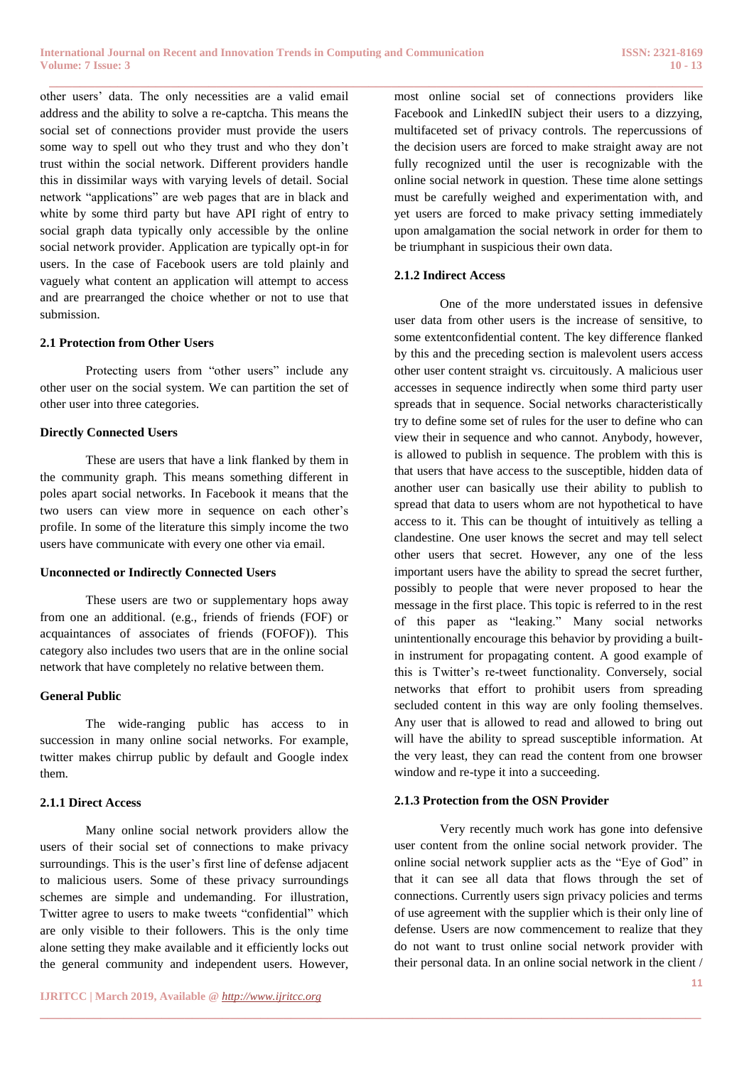other users' data. The only necessities are a valid email address and the ability to solve a re-captcha. This means the social set of connections provider must provide the users some way to spell out who they trust and who they don't trust within the social network. Different providers handle this in dissimilar ways with varying levels of detail. Social network "applications" are web pages that are in black and white by some third party but have API right of entry to social graph data typically only accessible by the online social network provider. Application are typically opt-in for users. In the case of Facebook users are told plainly and vaguely what content an application will attempt to access and are prearranged the choice whether or not to use that submission.

### 2.1 Protection from Other Users

Protecting users from "other users" include any other user on the social system. We can partition the set of other user into three categories.

**Directly Connected Users**

These are users that have a link flanked by them in the community graph. This means something different in poles apart social networks. In Facebook it means that the two users can view more in sequence on each other's profile. In some of the literature this simply income the two users have communicate with every one other via email.

**Unconnected or Indirectly Connected Users**

These users are two or supplementary hops away from one an additional. (e.g., friends of friends (FOF) or acquaintances of associates of friends (FOFOF)). This category also includes two users that are in the online social network that have completely no relative between them.

**General Public**

The wide-ranging public has access to in succession in many online social networks. For example, twitter makes chirrup public by default and Google index them.

### 2.1.1 Direct Access

Many online social network providers allow the users of their social set of connections to make privacy surroundings. This is the user's first line of defense adjacent to malicious users. Some of these privacy surroundings schemes are simple and undemanding. For illustration, Twitter agree to users to make tweets "confidential" which are only visible to their followers. This is the only time alone setting they make available and it efficiently locks out the general community and independent users. However, most online social set of connections providers like Facebook and LinkedIN subject their users to a dizzying, multifaceted set of privacy controls. The repercussions of the decision users are forced to make straight away are not fully recognized until the user is recognizable with the online social network in question. These time alone settings must be carefully weighed and experimentation with, and yet users are forced to make privacy setting immediately upon amalgamation the social network in order for them to be triumphant in suspicious their own data.

### 2.1.2 Indirect Access

One of the more understated issues in defensive user data from other users is the increase of sensitive, to some extentconfidential content. The key difference flanked by this and the preceding section is malevolent users access other user content straight vs. circuitously. A malicious user accesses in sequence indirectly when some third party user spreads that in sequence. Social networks characteristically try to define some set of rules for the user to define who can view their in sequence and who cannot. Anybody, however, is allowed to publish in sequence. The problem with this is that users that have access to the susceptible, hidden data of another user can basically use their ability to publish to spread that data to users whom are not hypothetical to have access to it. This can be thought of intuitively as telling a clandestine. One user knows the secret and may tell select other users that secret. However, any one of the less important users have the ability to spread the secret further, possibly to people that were never proposed to hear the message in the first place. This topic is referred to in the rest of this paper as "leaking." Many social networks unintentionally encourage this behavior by providing a built-in instrument for propagating content. A good example of this is Twitter's re-tweet functionality. Conversely, social networks that effort to prohibit users from spreading secluded content in this way are only fooling themselves. Any user that is allowed to read and allowed to bring out will have the ability to spread susceptible information. At the very least, they can read the content from one browser window and re-type it into a succeeding.

### 2.1.3 Protection from the OSN Provider

Very recently much work has gone into defensive user content from the online social network provider. The online social network supplier acts as the "Eye of God" in that it can see all data that flows through the set of connections. Currently users sign privacy policies and terms of use agreement with the supplier which is their only line of defense. Users are now commencement to realize that they do not want to trust online social network provider with their personal data. In an online social network in the client /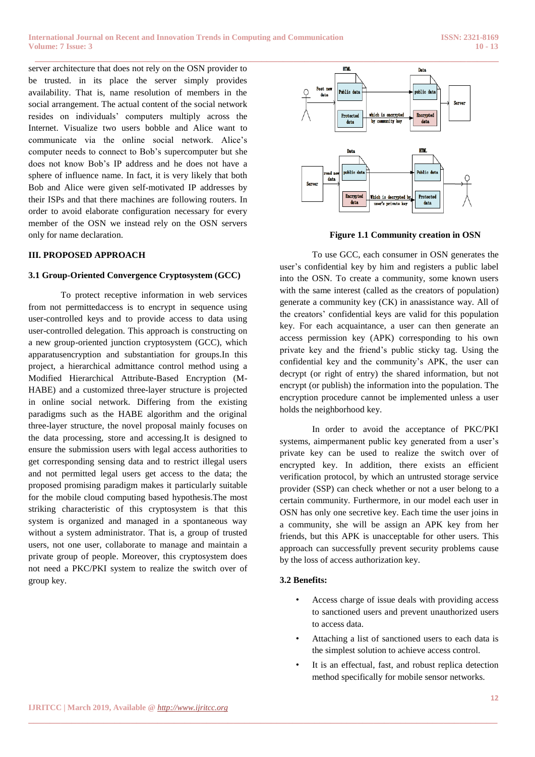server architecture that does not rely on the OSN provider to be trusted. in its place the server simply provides availability. That is, name resolution of members in the social arrangement. The actual content of the social network resides on individuals' computers multiply across the Internet. Visualize two users bobble and Alice want to communicate via the online social network. Alice's computer needs to connect to Bob's supercomputer but she does not know Bob's IP address and he does not have a sphere of influence name. In fact, it is very likely that both Bob and Alice were given self-motivated IP addresses by their ISPs and that there machines are following routers. In order to avoid elaborate configuration necessary for every member of the OSN we instead rely on the OSN servers only for name declaration.

## III. PROPOSED APPROACH

### 3.1 Group-Oriented Convergence Cryptosystem (GCC)

To protect receptive information in web services from not permittedaccess is to encrypt in sequence using user-controlled keys and to provide access to data using user-controlled delegation. This approach is constructing on a new group-oriented junction cryptosystem (GCC), which apparatusencryption and substantiation for groups.In this project, a hierarchical admittance control method using a Modified Hierarchical Attribute-Based Encryption (M-HABE) and a customized three-layer structure is projected in online social network. Differing from the existing paradigms such as the HABE algorithm and the original three-layer structure, the novel proposal mainly focuses on the data processing, store and accessing.It is designed to ensure the submission users with legal access authorities to get corresponding sensing data and to restrict illegal users and not permitted legal users get access to the data; the proposed promising paradigm makes it particularly suitable for the mobile cloud computing based hypothesis.The most striking characteristic of this cryptosystem is that this system is organized and managed in a spontaneous way without a system administrator. That is, a group of trusted users, not one user, collaborate to manage and maintain a private group of people. Moreover, this cryptosystem does not need a PKC/PKI system to realize the switch over of group key.

**Figure 1.1 Community creation in OSN**

To use GCC, each consumer in OSN generates the user's confidential key by him and registers a public label into the OSN. To create a community, some known users with the same interest (called as the creators of population) generate a community key (CK) in anassistance way. All of the creators' confidential keys are valid for this population key. For each acquaintance, a user can then generate an access permission key (APK) corresponding to his own private key and the friend's public sticky tag. Using the confidential key and the community's APK, the user can decrypt (or right of entry) the shared information, but not encrypt (or publish) the information into the population. The encryption procedure cannot be implemented unless a user holds the neighborhood key.

In order to avoid the acceptance of PKC/PKI systems, aimpermanent public key generated from a user's private key can be used to realize the switch over of encrypted key. In addition, there exists an efficient verification protocol, by which an untrusted storage service provider (SSP) can check whether or not a user belong to a certain community. Furthermore, in our model each user in OSN has only one secretive key. Each time the user joins in a community, she will be assign an APK key from her friends, but this APK is unacceptable for other users. This approach can successfully prevent security problems cause by the loss of access authorization key.

### 3.2 Benefits:

- Access charge of issue deals with providing access to sanctioned users and prevent unauthorized users to access data.
- Attaching a list of sanctioned users to each data is the simplest solution to achieve access control.
- It is an effectual, fast, and robust replica detection method specifically for mobile sensor networks.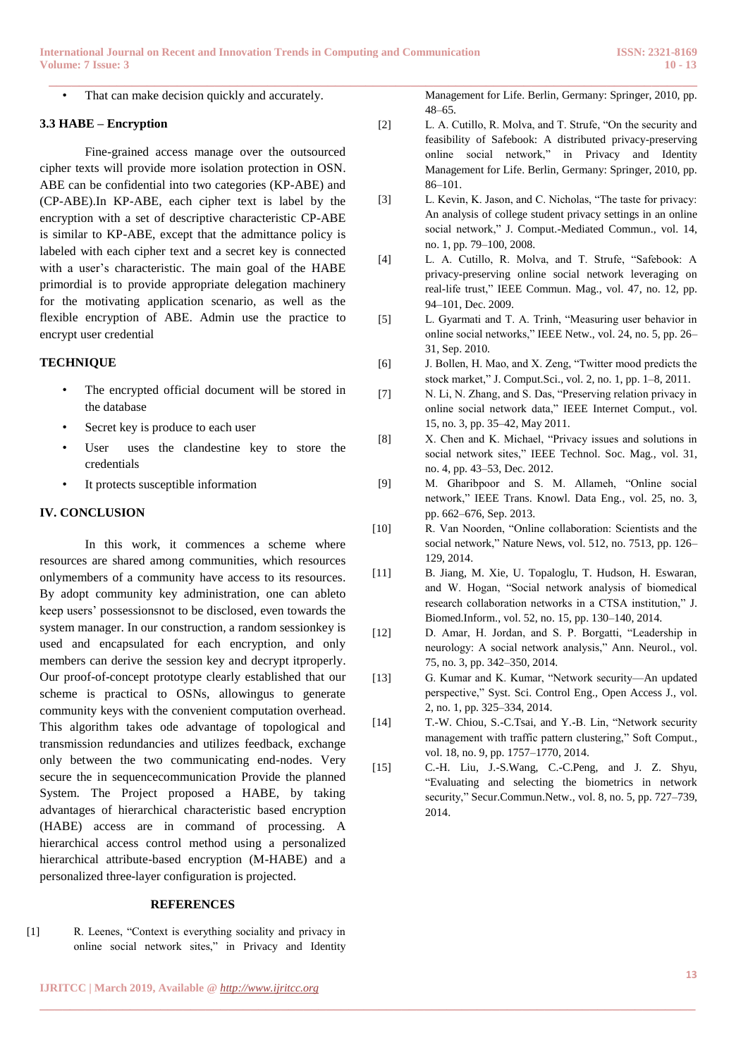- That can make decision quickly and accurately.

### 3.3 HABE – Encryption

Fine-grained access manage over the outsourced cipher texts will provide more isolation protection in OSN. ABE can be confidential into two categories (KP-ABE) and (CP-ABE).In KP-ABE, each cipher text is label by the encryption with a set of descriptive characteristic CP-ABE is similar to KP-ABE, except that the admittance policy is labeled with each cipher text and a secret key is connected with a user's characteristic. The main goal of the HABE primordial is to provide appropriate delegation machinery for the motivating application scenario, as well as the flexible encryption of ABE. Admin use the practice to encrypt user credential

### TECHNIQUE

- The encrypted official document will be stored in the database
- Secret key is produce to each user
- User uses the clandestine key to store the credentials
- It protects susceptible information

## IV. CONCLUSION

In this work, it commences a scheme where resources are shared among communities, which resources onlymembers of a community have access to its resources. By adopt community key administration, one can ableto keep users' possessionsnot to be disclosed, even towards the system manager. In our construction, a random sessionkey is used and encapsulated for each encryption, and only members can derive the session key and decrypt itproperly. Our proof-of-concept prototype clearly established that our scheme is practical to OSNs, allowingus to generate community keys with the convenient computation overhead. This algorithm takes ode advantage of topological and transmission redundancies and utilizes feedback, exchange only between the two communicating end-nodes. Very secure the in sequencecommunication Provide the planned System. The Project proposed a HABE, by taking advantages of hierarchical characteristic based encryption (HABE) access are in command of processing. A hierarchical access control method using a personalized hierarchical attribute-based encryption (M-HABE) and a personalized three-layer configuration is projected.

## REFERENCES

[1] R. Leenes, "Context is everything sociality and privacy in online social network sites," in Privacy and Identity Management for Life. Berlin, Germany: Springer, 2010, pp. 48–65.

[2] L. A. Cutillo, R. Molva, and T. Strufe, "On the security and feasibility of Safebook: A distributed privacy-preserving online social network," in Privacy and Identity Management for Life. Berlin, Germany: Springer, 2010, pp. 86–101.

[3] L. Kevin, K. Jason, and C. Nicholas, "The taste for privacy: An analysis of college student privacy settings in an online social network," J. Comput.-Mediated Commun., vol. 14, no. 1, pp. 79–100, 2008.

[4] L. A. Cutillo, R. Molva, and T. Strufe, "Safebook: A privacy-preserving online social network leveraging on real-life trust," IEEE Commun. Mag., vol. 47, no. 12, pp. 94–101, Dec. 2009.

[5] L. Gyarmati and T. A. Trinh, "Measuring user behavior in online social networks," IEEE Netw., vol. 24, no. 5, pp. 26–31, Sep. 2010.

[6] J. Bollen, H. Mao, and X. Zeng, "Twitter mood predicts the stock market," J. Comput.Sci., vol. 2, no. 1, pp. 1–8, 2011.

[7] N. Li, N. Zhang, and S. Das, "Preserving relation privacy in online social network data," IEEE Internet Comput., vol. 15, no. 3, pp. 35–42, May 2011.

[8] X. Chen and K. Michael, "Privacy issues and solutions in social network sites," IEEE Technol. Soc. Mag., vol. 31, no. 4, pp. 43–53, Dec. 2012.

[9] M. Gharibpoor and S. M. Allameh, "Online social network," IEEE Trans. Knowl. Data Eng., vol. 25, no. 3, pp. 662–676, Sep. 2013.

[10] R. Van Noorden, "Online collaboration: Scientists and the social network," Nature News, vol. 512, no. 7513, pp. 126–129, 2014.

[11] B. Jiang, M. Xie, U. Topaloglu, T. Hudson, H. Eswaran, and W. Hogan, "Social network analysis of biomedical research collaboration networks in a CTSA institution," J. Biomed.Inform., vol. 52, no. 15, pp. 130–140, 2014.

[12] D. Amar, H. Jordan, and S. P. Borgatti, "Leadership in neurology: A social network analysis," Ann. Neurol., vol. 75, no. 3, pp. 342–350, 2014.

[13] G. Kumar and K. Kumar, "Network security—An updated perspective," Syst. Sci. Control Eng., Open Access J., vol. 2, no. 1, pp. 325–334, 2014.

[14] T.-W. Chiou, S.-C.Tsai, and Y.-B. Lin, "Network security management with traffic pattern clustering," Soft Comput., vol. 18, no. 9, pp. 1757–1770, 2014.

[15] C.-H. Liu, J.-S.Wang, C.-C.Peng, and J. Z. Shyu, "Evaluating and selecting the biometrics in network security," Secur.Commun.Netw., vol. 8, no. 5, pp. 727–739, 2014.